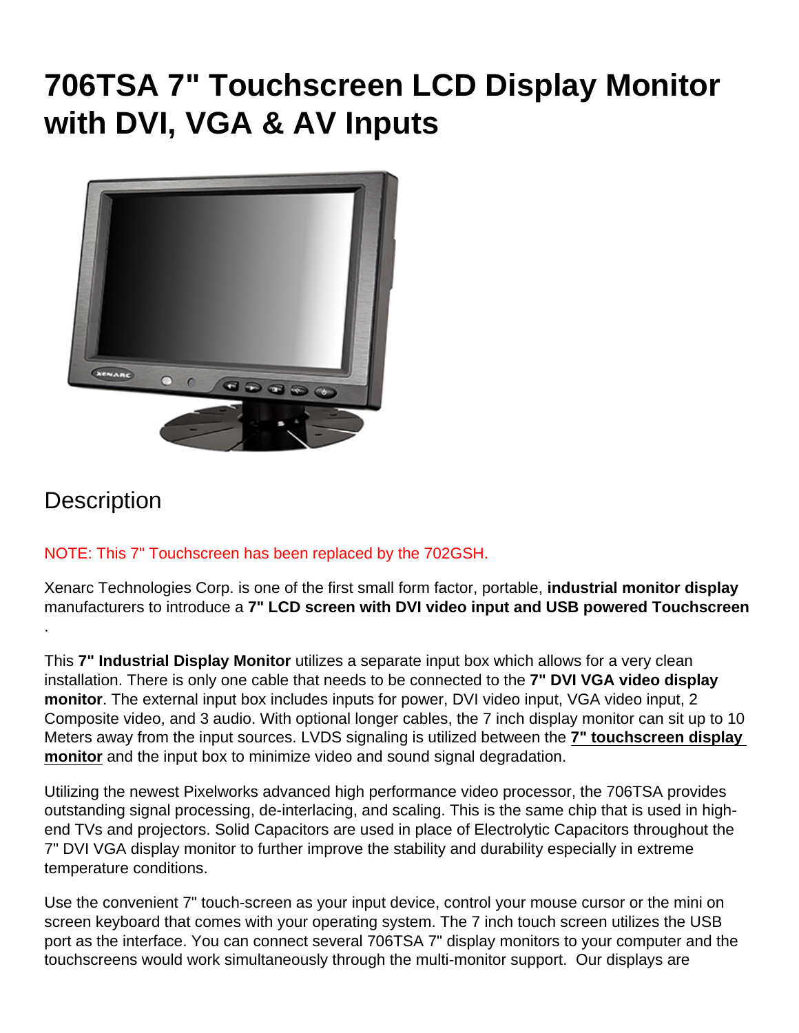# 706TSA 7" Touchscreen LCD Display Monitor with DVI, VGA & AV Inputs

## Description

NOTE: This 7" Touchscreen has been replaced by the 702GSH.

Xenarc Technologies Corp. is one of the first small form factor, portable, **industrial monitor display** manufacturers to introduce a **7" LCD screen with DVI video input and USB powered Touchscreen**.

This **7" Industrial Display Monitor** utilizes a separate input box which allows for a very clean installation. There is only one cable that needs to be connected to the **7" DVI VGA video display monitor**. The external input box includes inputs for power, DVI video input, VGA video input, 2 Composite video, and 3 audio. With optional longer cables, the 7 inch display monitor can sit up to 10 Meters away from the input sources. LVDS signaling is utilized between the **7" touchscreen display monitor** and the input box to minimize video and sound signal degradation.

Utilizing the newest Pixelworks advanced high performance video processor, the 706TSA provides outstanding signal processing, de-interlacing, and scaling. This is the same chip that is used in high-end TVs and projectors. Solid Capacitors are used in place of Electrolytic Capacitors throughout the 7" DVI VGA display monitor to further improve the stability and durability especially in extreme temperature conditions.

Use the convenient 7" touch-screen as your input device, control your mouse cursor or the mini on screen keyboard that comes with your operating system. The 7 inch touch screen utilizes the USB port as the interface. You can connect several 706TSA 7" display monitors to your computer and the touchscreens would work simultaneously through the multi-monitor support. Our displays are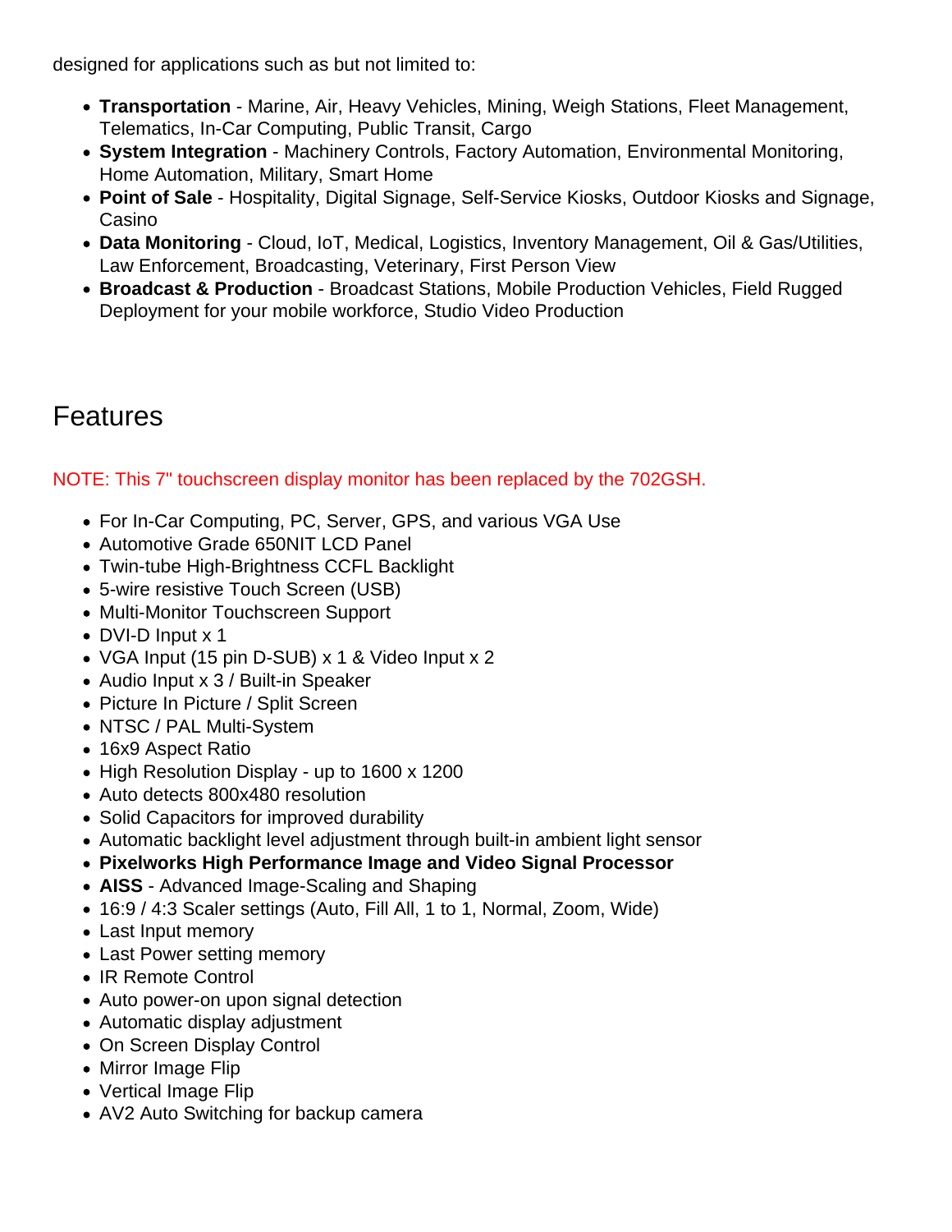designed for applications such as but not limited to:

- **Transportation** - Marine, Air, Heavy Vehicles, Mining, Weigh Stations, Fleet Management, Telematics, In-Car Computing, Public Transit, Cargo
- **System Integration** - Machinery Controls, Factory Automation, Environmental Monitoring, Home Automation, Military, Smart Home
- **Point of Sale** - Hospitality, Digital Signage, Self-Service Kiosks, Outdoor Kiosks and Signage, Casino
- **Data Monitoring** - Cloud, IoT, Medical, Logistics, Inventory Management, Oil & Gas/Utilities, Law Enforcement, Broadcasting, Veterinary, First Person View
- **Broadcast & Production** - Broadcast Stations, Mobile Production Vehicles, Field Rugged Deployment for your mobile workforce, Studio Video Production

# Features

NOTE: This 7" touchscreen display monitor has been replaced by the 702GSH.

- For In-Car Computing, PC, Server, GPS, and various VGA Use
- Automotive Grade 650NIT LCD Panel
- Twin-tube High-Brightness CCFL Backlight
- 5-wire resistive Touch Screen (USB)
- Multi-Monitor Touchscreen Support
- DVI-D Input x 1
- VGA Input (15 pin D-SUB) x 1 & Video Input x 2
- Audio Input x 3 / Built-in Speaker
- Picture In Picture / Split Screen
- NTSC / PAL Multi-System
- 16x9 Aspect Ratio
- High Resolution Display - up to 1600 x 1200
- Auto detects 800x480 resolution
- Solid Capacitors for improved durability
- Automatic backlight level adjustment through built-in ambient light sensor
- **Pixelworks High Performance Image and Video Signal Processor**
- **AISS** - Advanced Image-Scaling and Shaping
- 16:9 / 4:3 Scaler settings (Auto, Fill All, 1 to 1, Normal, Zoom, Wide)
- Last Input memory
- Last Power setting memory
- IR Remote Control
- Auto power-on upon signal detection
- Automatic display adjustment
- On Screen Display Control
- Mirror Image Flip
- Vertical Image Flip
- AV2 Auto Switching for backup camera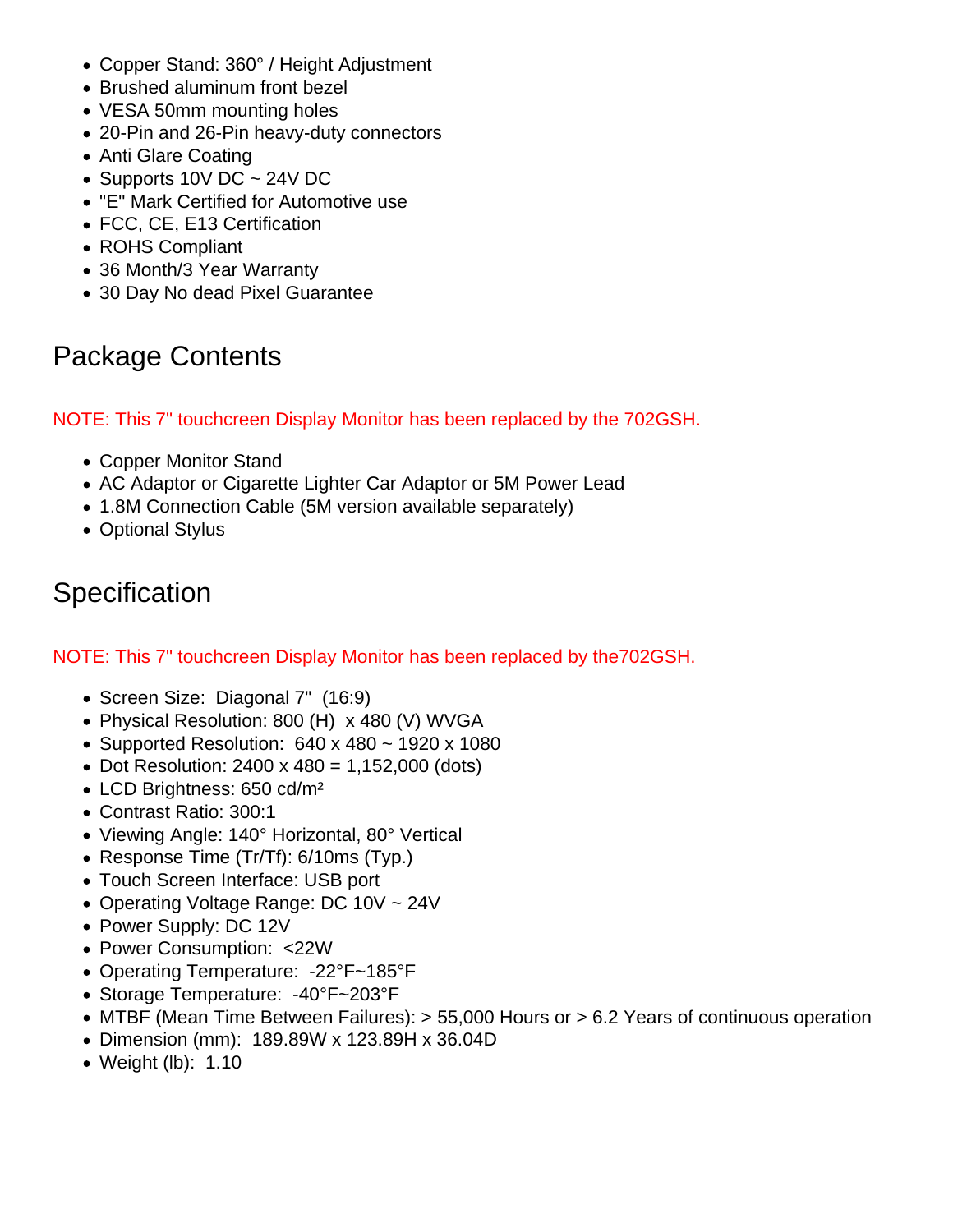- Copper Stand: 360° / Height Adjustment
- Brushed aluminum front bezel
- VESA 50mm mounting holes
- 20-Pin and 26-Pin heavy-duty connectors
- Anti Glare Coating
- Supports 10V DC ~ 24V DC
- "E" Mark Certified for Automotive use
- FCC, CE, E13 Certification
- ROHS Compliant
- 36 Month/3 Year Warranty
- 30 Day No dead Pixel Guarantee

## Package Contents

NOTE: This 7" touchcreen Display Monitor has been replaced by the 702GSH.

- Copper Monitor Stand
- AC Adaptor or Cigarette Lighter Car Adaptor or 5M Power Lead
- 1.8M Connection Cable (5M version available separately)
- Optional Stylus

## Specification

NOTE: This 7" touchcreen Display Monitor has been replaced by the702GSH.

- Screen Size:  Diagonal 7"  (16:9)
- Physical Resolution: 800 (H)  x 480 (V) WVGA
- Supported Resolution:  640 x 480 ~ 1920 x 1080
- Dot Resolution: 2400 x 480 = 1,152,000 (dots)
- LCD Brightness: 650 cd/m²
- Contrast Ratio: 300:1
- Viewing Angle: 140° Horizontal, 80° Vertical
- Response Time (Tr/Tf): 6/10ms (Typ.)
- Touch Screen Interface: USB port
- Operating Voltage Range: DC 10V ~ 24V
- Power Supply: DC 12V
- Power Consumption:  <22W
- Operating Temperature:  -22°F~185°F
- Storage Temperature:  -40°F~203°F
- MTBF (Mean Time Between Failures): > 55,000 Hours or > 6.2 Years of continuous operation
- Dimension (mm):  189.89W x 123.89H x 36.04D
- Weight (lb):  1.10